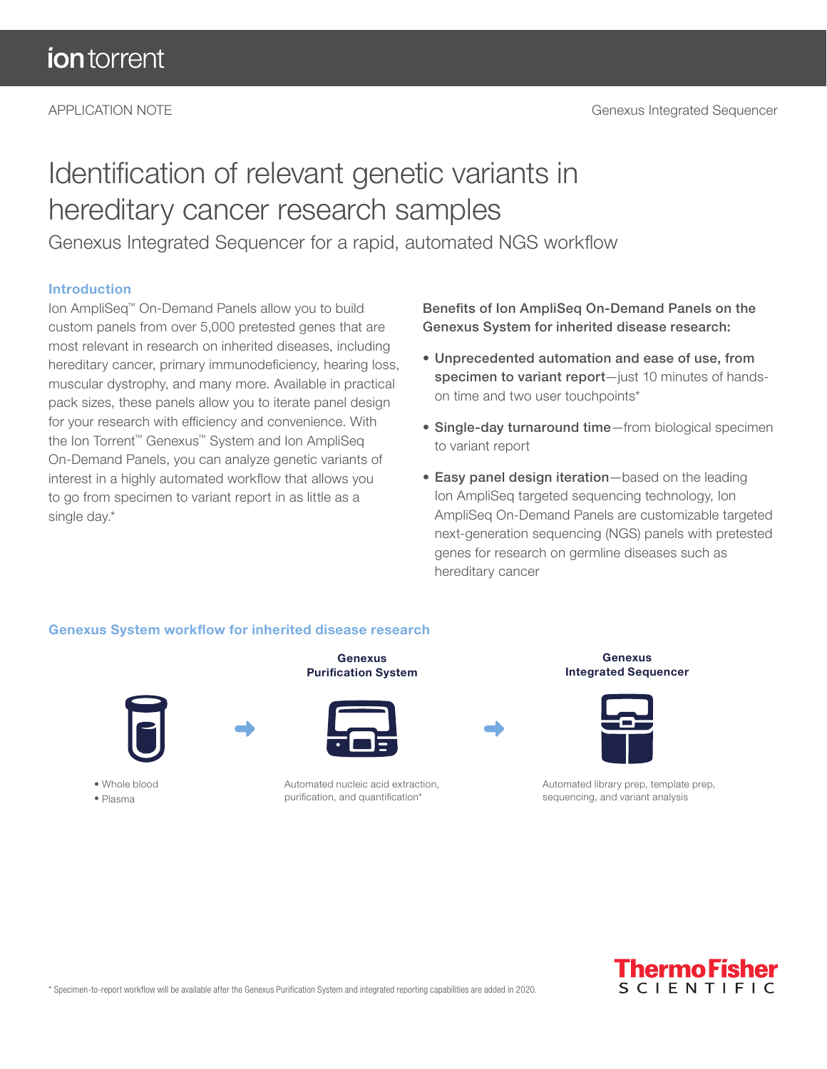APPLICATION NOTE — Genexus Integrated Sequencer

# Identification of relevant genetic variants in hereditary cancer research samples

## Genexus Integrated Sequencer for a rapid, automated NGS workflow

### Introduction

Ion AmpliSeq™ On-Demand Panels allow you to build custom panels from over 5,000 pretested genes that are most relevant in research on inherited diseases, including hereditary cancer, primary immunodeficiency, hearing loss, muscular dystrophy, and many more. Available in practical pack sizes, these panels allow you to iterate panel design for your research with efficiency and convenience. With the Ion Torrent™ Genexus™ System and Ion AmpliSeq On-Demand Panels, you can analyze genetic variants of interest in a highly automated workflow that allows you to go from specimen to variant report in as little as a single day.*

**Benefits of Ion AmpliSeq On-Demand Panels on the Genexus System for inherited disease research:**

- **Unprecedented automation and ease of use, from specimen to variant report**—just 10 minutes of hands-on time and two user touchpoints*
- **Single-day turnaround time**—from biological specimen to variant report
- **Easy panel design iteration**—based on the leading Ion AmpliSeq targeted sequencing technology, Ion AmpliSeq On-Demand Panels are customizable targeted next-generation sequencing (NGS) panels with pretested genes for research on germline diseases such as hereditary cancer

### Genexus System workflow for inherited disease research

- Whole blood
- Plasma

→ **Genexus Purification System**: Automated nucleic acid extraction, purification, and quantification*

→ **Genexus Integrated Sequencer**: Automated library prep, template prep, sequencing, and variant analysis

\* Specimen-to-report workflow will be available after the Genexus Purification System and integrated reporting capabilities are added in 2020.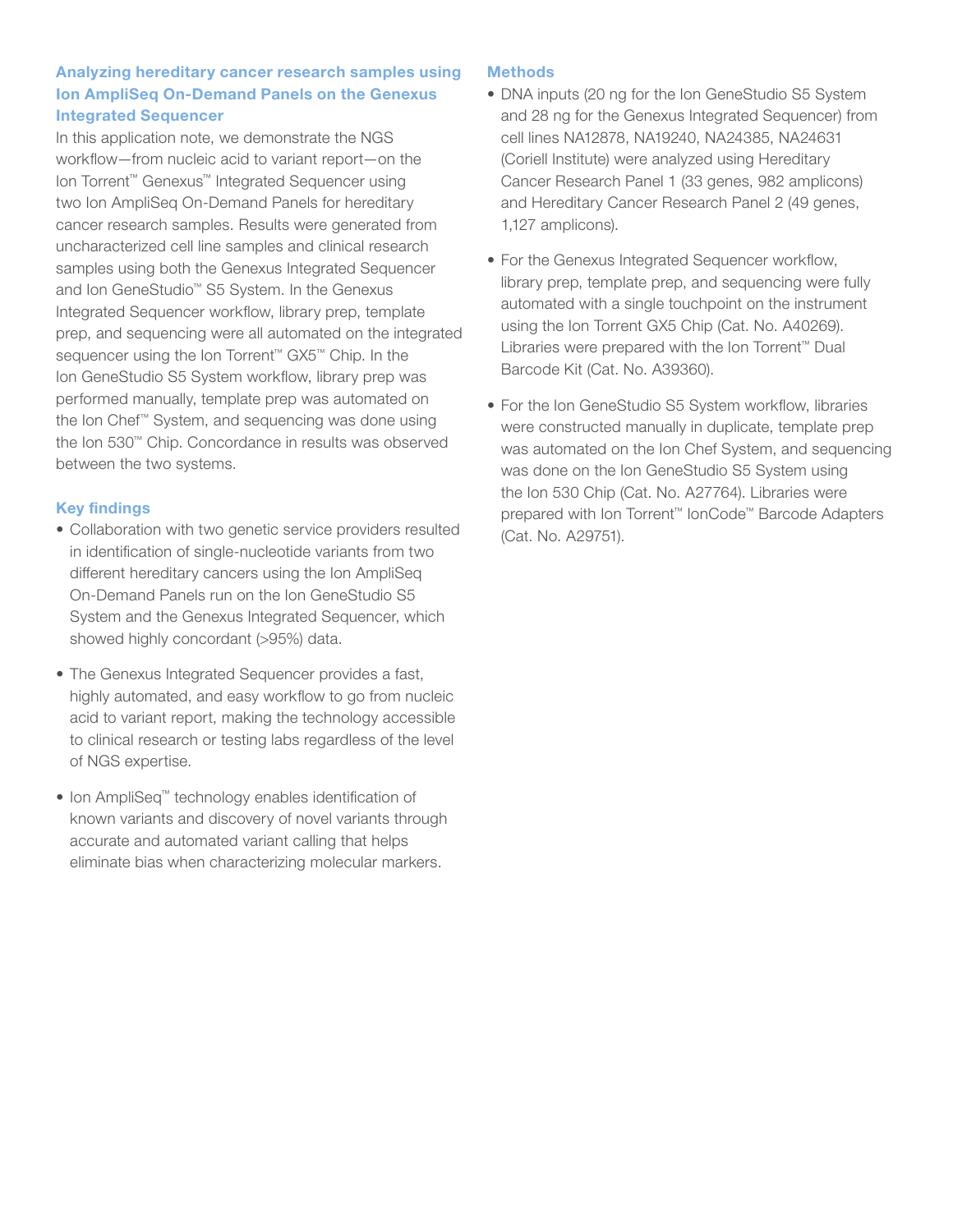## Analyzing hereditary cancer research samples using Ion AmpliSeq On-Demand Panels on the Genexus Integrated Sequencer

In this application note, we demonstrate the NGS workflow—from nucleic acid to variant report—on the Ion Torrent™ Genexus™ Integrated Sequencer using two Ion AmpliSeq On-Demand Panels for hereditary cancer research samples. Results were generated from uncharacterized cell line samples and clinical research samples using both the Genexus Integrated Sequencer and Ion GeneStudio™ S5 System. In the Genexus Integrated Sequencer workflow, library prep, template prep, and sequencing were all automated on the integrated sequencer using the Ion Torrent™ GX5™ Chip. In the Ion GeneStudio S5 System workflow, library prep was performed manually, template prep was automated on the Ion Chef™ System, and sequencing was done using the Ion 530™ Chip. Concordance in results was observed between the two systems.

### Key findings

- Collaboration with two genetic service providers resulted in identification of single-nucleotide variants from two different hereditary cancers using the Ion AmpliSeq On-Demand Panels run on the Ion GeneStudio S5 System and the Genexus Integrated Sequencer, which showed highly concordant (>95%) data.
- The Genexus Integrated Sequencer provides a fast, highly automated, and easy workflow to go from nucleic acid to variant report, making the technology accessible to clinical research or testing labs regardless of the level of NGS expertise.
- Ion AmpliSeq™ technology enables identification of known variants and discovery of novel variants through accurate and automated variant calling that helps eliminate bias when characterizing molecular markers.

### Methods

- DNA inputs (20 ng for the Ion GeneStudio S5 System and 28 ng for the Genexus Integrated Sequencer) from cell lines NA12878, NA19240, NA24385, NA24631 (Coriell Institute) were analyzed using Hereditary Cancer Research Panel 1 (33 genes, 982 amplicons) and Hereditary Cancer Research Panel 2 (49 genes, 1,127 amplicons).
- For the Genexus Integrated Sequencer workflow, library prep, template prep, and sequencing were fully automated with a single touchpoint on the instrument using the Ion Torrent GX5 Chip (Cat. No. A40269). Libraries were prepared with the Ion Torrent™ Dual Barcode Kit (Cat. No. A39360).
- For the Ion GeneStudio S5 System workflow, libraries were constructed manually in duplicate, template prep was automated on the Ion Chef System, and sequencing was done on the Ion GeneStudio S5 System using the Ion 530 Chip (Cat. No. A27764). Libraries were prepared with Ion Torrent™ IonCode™ Barcode Adapters (Cat. No. A29751).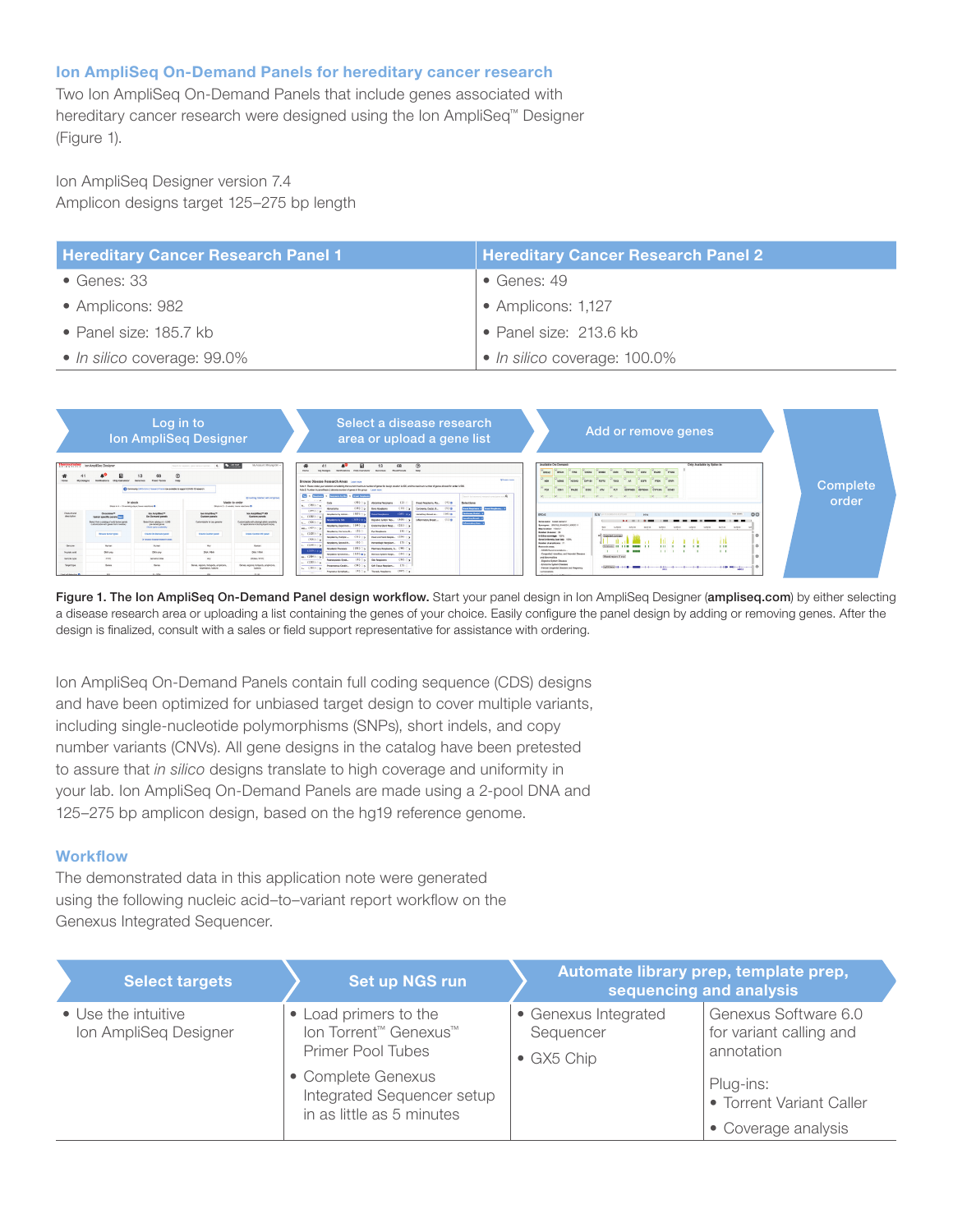### Ion AmpliSeq On-Demand Panels for hereditary cancer research

Two Ion AmpliSeq On-Demand Panels that include genes associated with hereditary cancer research were designed using the Ion AmpliSeq™ Designer (Figure 1).

Ion AmpliSeq Designer version 7.4
Amplicon designs target 125–275 bp length

| Hereditary Cancer Research Panel 1 | Hereditary Cancer Research Panel 2 |
|---|---|
| • Genes: 33 | • Genes: 49 |
| • Amplicons: 982 | • Amplicons: 1,127 |
| • Panel size: 185.7 kb | • Panel size: 213.6 kb |
| • *In silico* coverage: 99.0% | • *In silico* coverage: 100.0% |

Log in to Ion AmpliSeq Designer → Select a disease research area or upload a gene list → Add or remove genes → Complete order

**Figure 1. The Ion AmpliSeq On-Demand Panel design workflow.** Start your panel design in Ion AmpliSeq Designer (**ampliseq.com**) by either selecting a disease research area or uploading a list containing the genes of your choice. Easily configure the panel design by adding or removing genes. After the design is finalized, consult with a sales or field support representative for assistance with ordering.

Ion AmpliSeq On-Demand Panels contain full coding sequence (CDS) designs and have been optimized for unbiased target design to cover multiple variants, including single-nucleotide polymorphisms (SNPs), short indels, and copy number variants (CNVs). All gene designs in the catalog have been pretested to assure that *in silico* designs translate to high coverage and uniformity in your lab. Ion AmpliSeq On-Demand Panels are made using a 2-pool DNA and 125–275 bp amplicon design, based on the hg19 reference genome.

### Workflow

The demonstrated data in this application note were generated using the following nucleic acid–to–variant report workflow on the Genexus Integrated Sequencer.

| Select targets | Set up NGS run | Automate library prep, template prep, sequencing and analysis | |
|---|---|---|---|
| • Use the intuitive Ion AmpliSeq Designer | • Load primers to the Ion Torrent™ Genexus™ Primer Pool Tubes<br>• Complete Genexus Integrated Sequencer setup in as little as 5 minutes | • Genexus Integrated Sequencer<br>• GX5 Chip | Genexus Software 6.0 for variant calling and annotation<br><br>Plug-ins:<br>• Torrent Variant Caller<br>• Coverage analysis |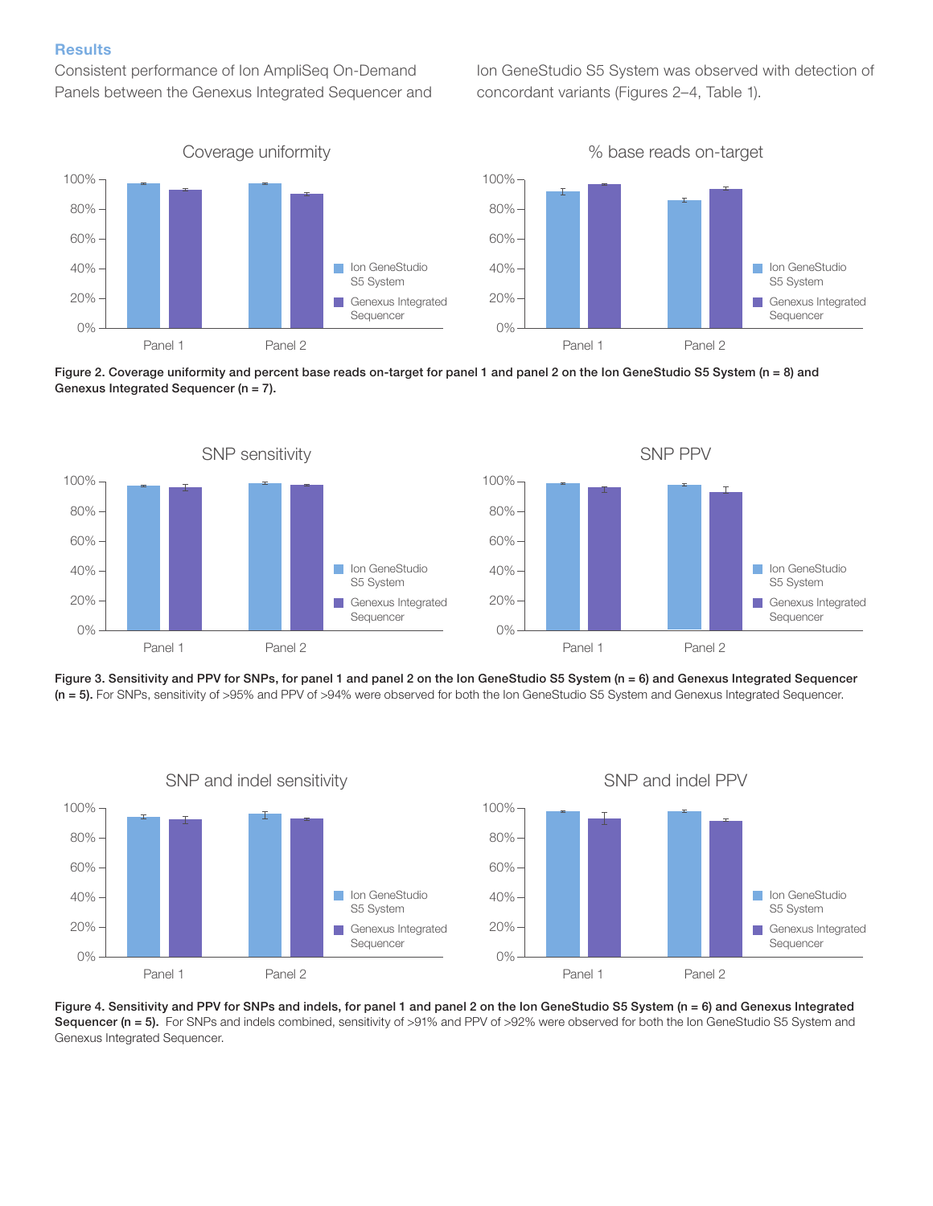### Results

Consistent performance of Ion AmpliSeq On-Demand Panels between the Genexus Integrated Sequencer and Ion GeneStudio S5 System was observed with detection of concordant variants (Figures 2–4, Table 1).

**Figure 2. Coverage uniformity and percent base reads on-target for panel 1 and panel 2 on the Ion GeneStudio S5 System (n = 8) and Genexus Integrated Sequencer (n = 7).**

**Figure 3. Sensitivity and PPV for SNPs, for panel 1 and panel 2 on the Ion GeneStudio S5 System (n = 6) and Genexus Integrated Sequencer (n = 5).** For SNPs, sensitivity of >95% and PPV of >94% were observed for both the Ion GeneStudio S5 System and Genexus Integrated Sequencer.

**Figure 4. Sensitivity and PPV for SNPs and indels, for panel 1 and panel 2 on the Ion GeneStudio S5 System (n = 6) and Genexus Integrated Sequencer (n = 5).** For SNPs and indels combined, sensitivity of >91% and PPV of >92% were observed for both the Ion GeneStudio S5 System and Genexus Integrated Sequencer.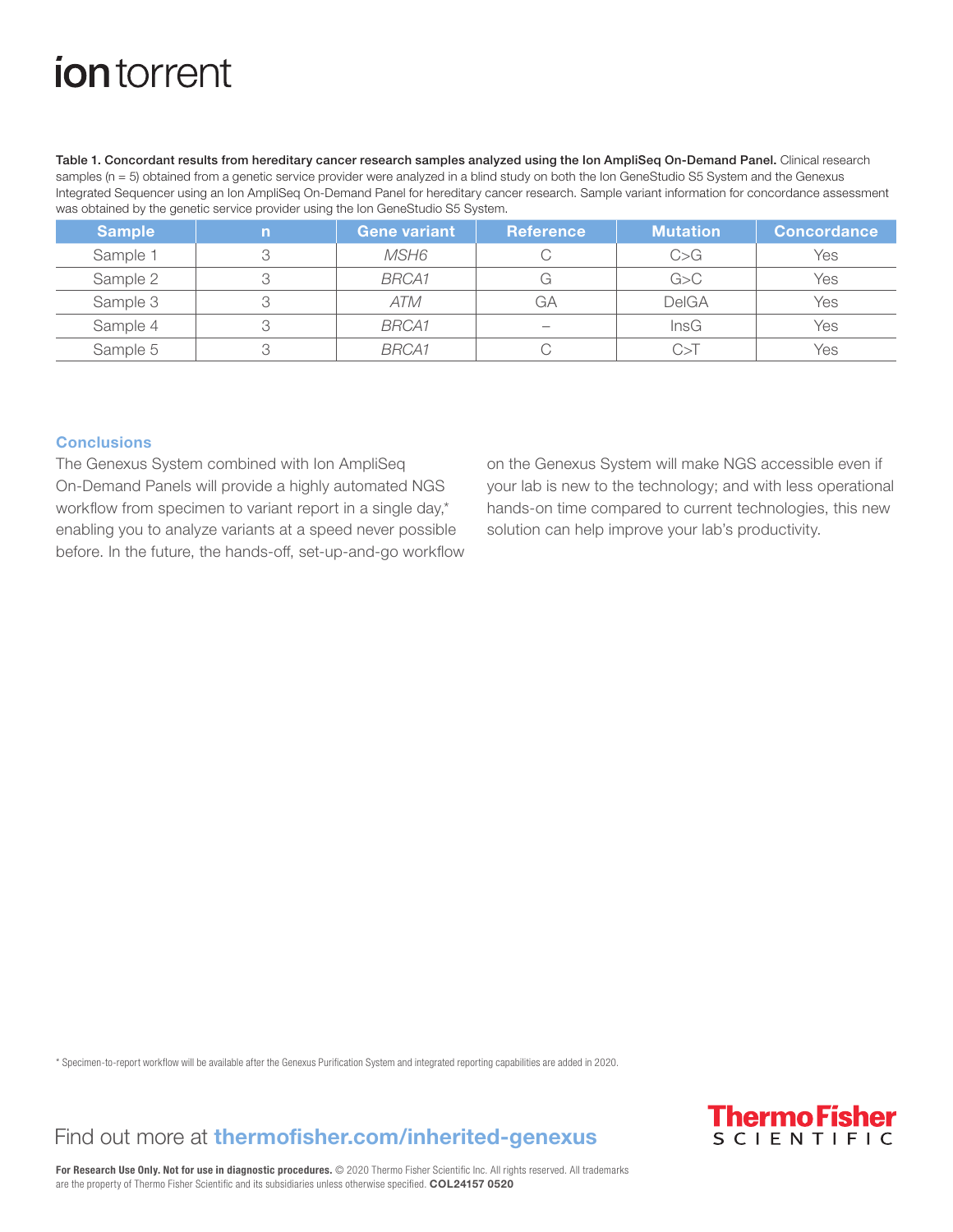**Table 1. Concordant results from hereditary cancer research samples analyzed using the Ion AmpliSeq On-Demand Panel.** Clinical research samples (n = 5) obtained from a genetic service provider were analyzed in a blind study on both the Ion GeneStudio S5 System and the Genexus Integrated Sequencer using an Ion AmpliSeq On-Demand Panel for hereditary cancer research. Sample variant information for concordance assessment was obtained by the genetic service provider using the Ion GeneStudio S5 System.

| Sample | n | Gene variant | Reference | Mutation | Concordance |
|---|---|---|---|---|---|
| Sample 1 | 3 | *MSH6* | C | C>G | Yes |
| Sample 2 | 3 | *BRCA1* | G | G>C | Yes |
| Sample 3 | 3 | *ATM* | GA | DelGA | Yes |
| Sample 4 | 3 | *BRCA1* | – | InsG | Yes |
| Sample 5 | 3 | *BRCA1* | C | C>T | Yes |

## Conclusions

The Genexus System combined with Ion AmpliSeq On-Demand Panels will provide a highly automated NGS workflow from specimen to variant report in a single day,* enabling you to analyze variants at a speed never possible before. In the future, the hands-off, set-up-and-go workflow on the Genexus System will make NGS accessible even if your lab is new to the technology; and with less operational hands-on time compared to current technologies, this new solution can help improve your lab's productivity.

\* Specimen-to-report workflow will be available after the Genexus Purification System and integrated reporting capabilities are added in 2020.

Find out more at **thermofisher.com/inherited-genexus**

**For Research Use Only. Not for use in diagnostic procedures.** © 2020 Thermo Fisher Scientific Inc. All rights reserved. All trademarks are the property of Thermo Fisher Scientific and its subsidiaries unless otherwise specified. **COL24157 0520**